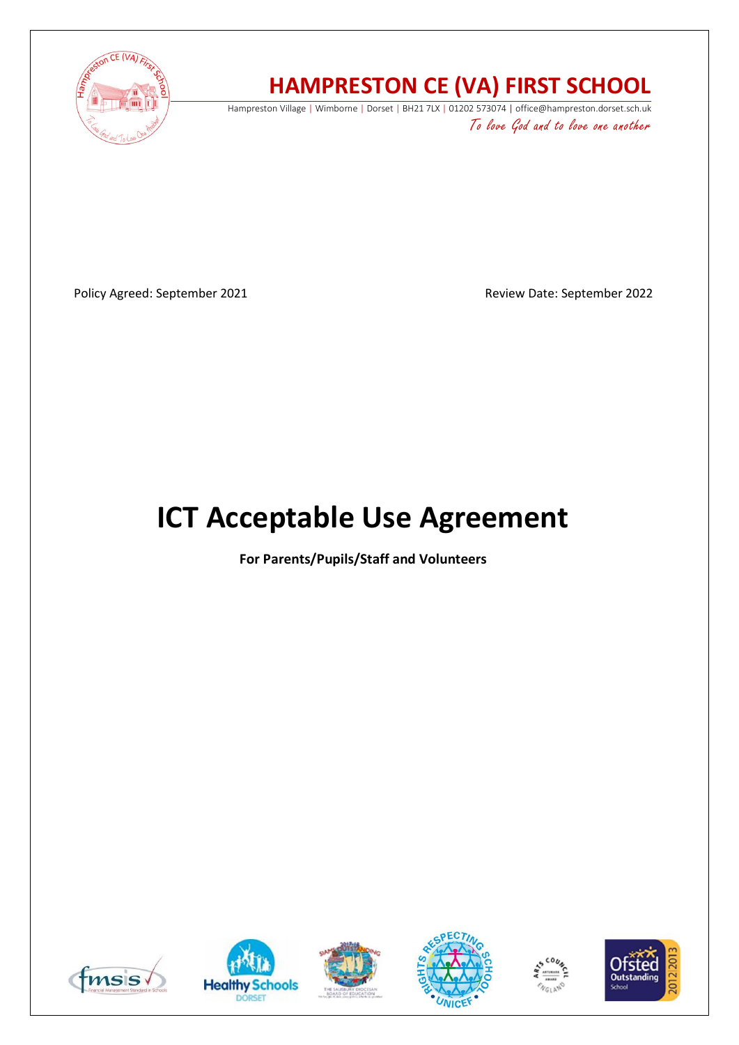# HAMPRESTON CE (VA) FIRST SCHOOL

Hampreston Village | Wimborne | Dorset | BH21 7LX | 01202 573074 | office@hampreston.dorset.sch.uk

*To love God and to love one another*

Policy Agreed: September 2021

Review Date: September 2022

# ICT Acceptable Use Agreement

**For Parents/Pupils/Staff and Volunteers**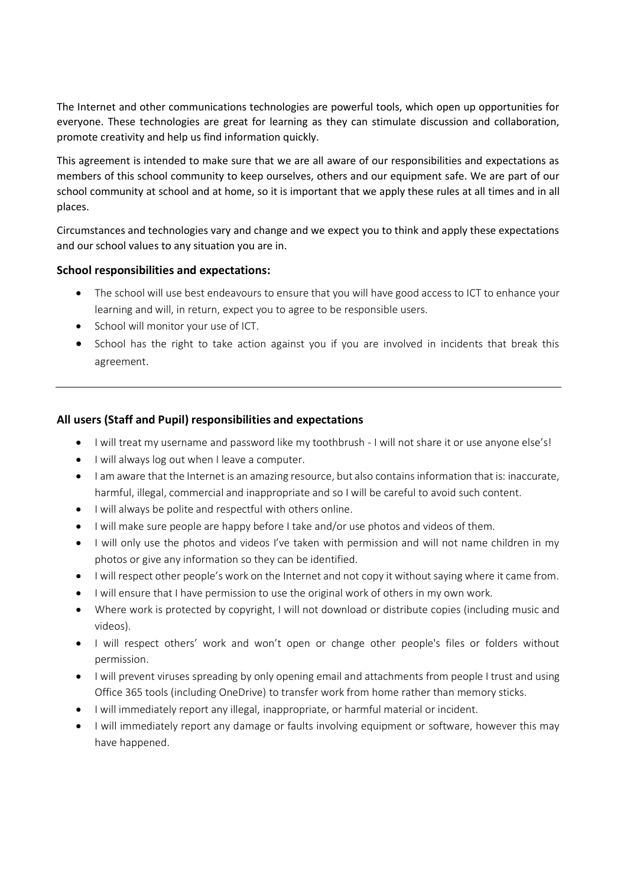The Internet and other communications technologies are powerful tools, which open up opportunities for everyone. These technologies are great for learning as they can stimulate discussion and collaboration, promote creativity and help us find information quickly.

This agreement is intended to make sure that we are all aware of our responsibilities and expectations as members of this school community to keep ourselves, others and our equipment safe. We are part of our school community at school and at home, so it is important that we apply these rules at all times and in all places.

Circumstances and technologies vary and change and we expect you to think and apply these expectations and our school values to any situation you are in.

### School responsibilities and expectations:

- The school will use best endeavours to ensure that you will have good access to ICT to enhance your learning and will, in return, expect you to agree to be responsible users.
- School will monitor your use of ICT.
- School has the right to take action against you if you are involved in incidents that break this agreement.

---

### All users (Staff and Pupil) responsibilities and expectations

- I will treat my username and password like my toothbrush - I will not share it or use anyone else's!
- I will always log out when I leave a computer.
- I am aware that the Internet is an amazing resource, but also contains information that is: inaccurate, harmful, illegal, commercial and inappropriate and so I will be careful to avoid such content.
- I will always be polite and respectful with others online.
- I will make sure people are happy before I take and/or use photos and videos of them.
- I will only use the photos and videos I've taken with permission and will not name children in my photos or give any information so they can be identified.
- I will respect other people's work on the Internet and not copy it without saying where it came from.
- I will ensure that I have permission to use the original work of others in my own work.
- Where work is protected by copyright, I will not download or distribute copies (including music and videos).
- I will respect others' work and won't open or change other people's files or folders without permission.
- I will prevent viruses spreading by only opening email and attachments from people I trust and using Office 365 tools (including OneDrive) to transfer work from home rather than memory sticks.
- I will immediately report any illegal, inappropriate, or harmful material or incident.
- I will immediately report any damage or faults involving equipment or software, however this may have happened.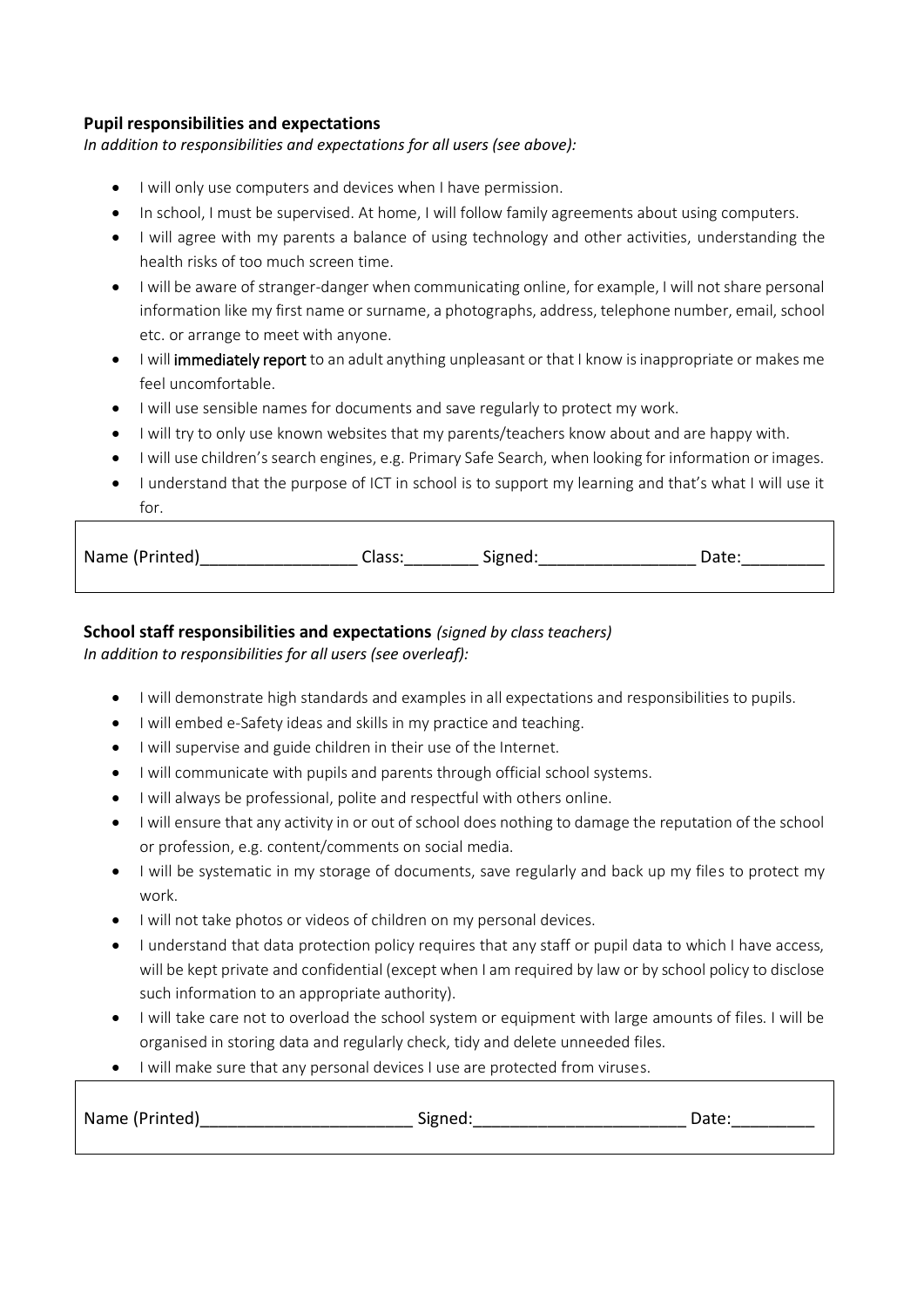**Pupil responsibilities and expectations**

*In addition to responsibilities and expectations for all users (see above):*

- I will only use computers and devices when I have permission.
- In school, I must be supervised. At home, I will follow family agreements about using computers.
- I will agree with my parents a balance of using technology and other activities, understanding the health risks of too much screen time.
- I will be aware of stranger-danger when communicating online, for example, I will not share personal information like my first name or surname, a photographs, address, telephone number, email, school etc. or arrange to meet with anyone.
- I will **immediately report** to an adult anything unpleasant or that I know is inappropriate or makes me feel uncomfortable.
- I will use sensible names for documents and save regularly to protect my work.
- I will try to only use known websites that my parents/teachers know about and are happy with.
- I will use children's search engines, e.g. Primary Safe Search, when looking for information or images.
- I understand that the purpose of ICT in school is to support my learning and that's what I will use it for.

Name (Printed)_________________ Class:________ Signed:_________________ Date:_________

**School staff responsibilities and expectations** *(signed by class teachers)*

*In addition to responsibilities for all users (see overleaf):*

- I will demonstrate high standards and examples in all expectations and responsibilities to pupils.
- I will embed e-Safety ideas and skills in my practice and teaching.
- I will supervise and guide children in their use of the Internet.
- I will communicate with pupils and parents through official school systems.
- I will always be professional, polite and respectful with others online.
- I will ensure that any activity in or out of school does nothing to damage the reputation of the school or profession, e.g. content/comments on social media.
- I will be systematic in my storage of documents, save regularly and back up my files to protect my work.
- I will not take photos or videos of children on my personal devices.
- I understand that data protection policy requires that any staff or pupil data to which I have access, will be kept private and confidential (except when I am required by law or by school policy to disclose such information to an appropriate authority).
- I will take care not to overload the school system or equipment with large amounts of files. I will be organised in storing data and regularly check, tidy and delete unneeded files.
- I will make sure that any personal devices I use are protected from viruses.

Name (Printed)_______________________ Signed:_______________________ Date:_________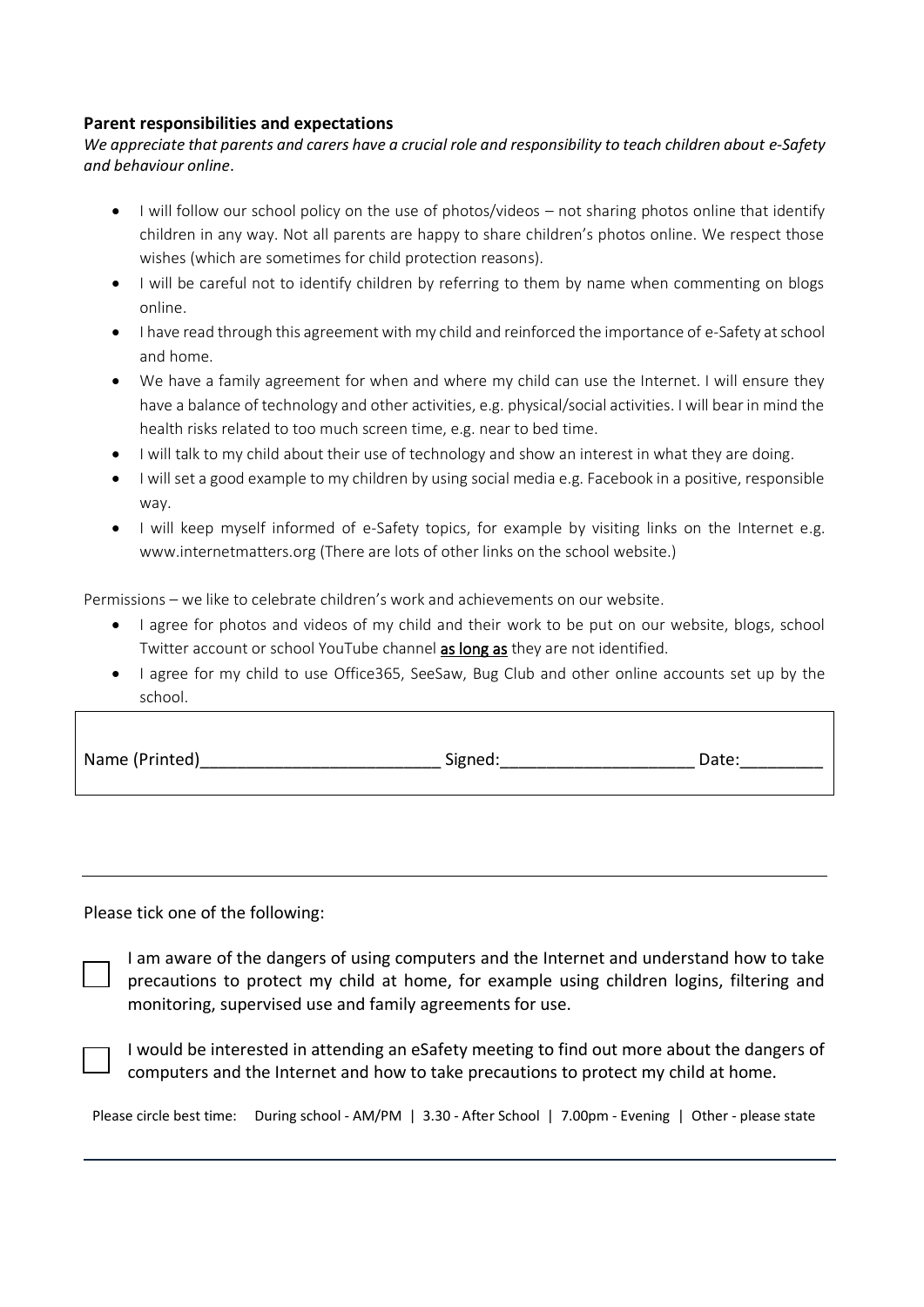**Parent responsibilities and expectations**

*We appreciate that parents and carers have a crucial role and responsibility to teach children about e-Safety and behaviour online*.

- I will follow our school policy on the use of photos/videos – not sharing photos online that identify children in any way. Not all parents are happy to share children's photos online. We respect those wishes (which are sometimes for child protection reasons).
- I will be careful not to identify children by referring to them by name when commenting on blogs online.
- I have read through this agreement with my child and reinforced the importance of e-Safety at school and home.
- We have a family agreement for when and where my child can use the Internet. I will ensure they have a balance of technology and other activities, e.g. physical/social activities. I will bear in mind the health risks related to too much screen time, e.g. near to bed time.
- I will talk to my child about their use of technology and show an interest in what they are doing.
- I will set a good example to my children by using social media e.g. Facebook in a positive, responsible way.
- I will keep myself informed of e-Safety topics, for example by visiting links on the Internet e.g. www.internetmatters.org (There are lots of other links on the school website.)

Permissions – we like to celebrate children's work and achievements on our website.

- I agree for photos and videos of my child and their work to be put on our website, blogs, school Twitter account or school YouTube channel **as long as** they are not identified.
- I agree for my child to use Office365, SeeSaw, Bug Club and other online accounts set up by the school.

Name (Printed)_________________________ Signed:____________________ Date:_________

---

Please tick one of the following:

☐ I am aware of the dangers of using computers and the Internet and understand how to take precautions to protect my child at home, for example using children logins, filtering and monitoring, supervised use and family agreements for use.

☐ I would be interested in attending an eSafety meeting to find out more about the dangers of computers and the Internet and how to take precautions to protect my child at home.

Please circle best time: During school - AM/PM | 3.30 - After School | 7.00pm - Evening | Other - please state